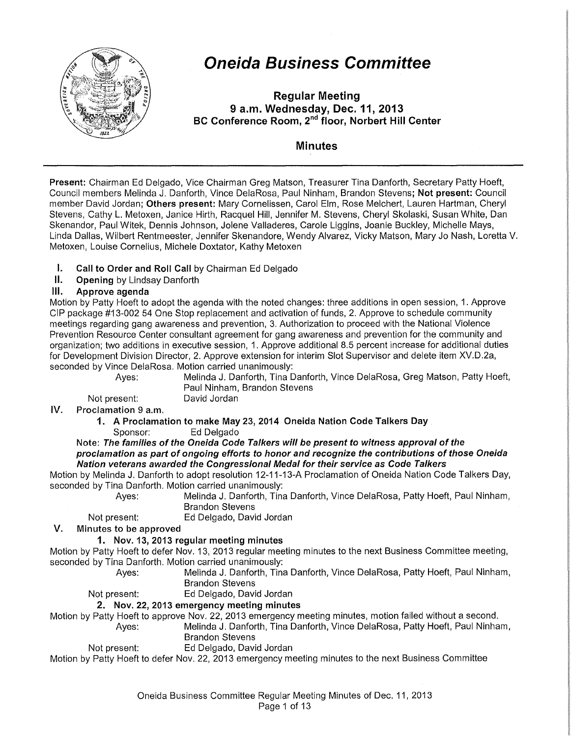# Oneida Business Committee

**Regular Meeting**
**9 a.m. Wednesday, Dec. 11, 2013**
**BC Conference Room, 2nd floor, Norbert Hill Center**

## Minutes

**Present:** Chairman Ed Delgado, Vice Chairman Greg Matson, Treasurer Tina Danforth, Secretary Patty Hoeft, Council members Melinda J. Danforth, Vince DelaRosa, Paul Ninham, Brandon Stevens; **Not present:** Council member David Jordan; **Others present:** Mary Cornelissen, Carol Elm, Rose Melchert, Lauren Hartman, Cheryl Stevens, Cathy L. Metoxen, Janice Hirth, Racquel Hill, Jennifer M. Stevens, Cheryl Skolaski, Susan White, Dan Skenandor, Paul Witek, Dennis Johnson, Jolene Valladeres, Carole Liggins, Joanie Buckley, Michelle Mays, Linda Dallas, Wilbert Rentmeester, Jennifer Skenandore, Wendy Alvarez, Vicky Matson, Mary Jo Nash, Loretta V. Metoxen, Louise Cornelius, Michele Doxtator, Kathy Metoxen

**I. Call to Order and Roll Call** by Chairman Ed Delgado

**II. Opening** by Lindsay Danforth

**III. Approve agenda**

Motion by Patty Hoeft to adopt the agenda with the noted changes: three additions in open session, 1. Approve CIP package #13-002 54 One Stop replacement and activation of funds, 2. Approve to schedule community meetings regarding gang awareness and prevention, 3. Authorization to proceed with the National Violence Prevention Resource Center consultant agreement for gang awareness and prevention for the community and organization; two additions in executive session, 1. Approve additional 8.5 percent increase for additional duties for Development Division Director, 2. Approve extension for interim Slot Supervisor and delete item XV.D.2a, seconded by Vince DelaRosa. Motion carried unanimously:

Ayes: Melinda J. Danforth, Tina Danforth, Vince DelaRosa, Greg Matson, Patty Hoeft, Paul Ninham, Brandon Stevens
Not present: David Jordan

**IV. Proclamation 9 a.m.**

**1. A Proclamation to make May 23, 2014 Oneida Nation Code Talkers Day**
Sponsor: Ed Delgado

**Note: *The families of the Oneida Code Talkers will be present to witness approval of the proclamation as part of ongoing efforts to honor and recognize the contributions of those Oneida Nation veterans awarded the Congressional Medal for their service as Code Talkers***

Motion by Melinda J. Danforth to adopt resolution 12-11-13-A Proclamation of Oneida Nation Code Talkers Day, seconded by Tina Danforth. Motion carried unanimously:

Ayes: Melinda J. Danforth, Tina Danforth, Vince DelaRosa, Patty Hoeft, Paul Ninham, Brandon Stevens
Not present: Ed Delgado, David Jordan

**V. Minutes to be approved**

**1. Nov. 13, 2013 regular meeting minutes**

Motion by Patty Hoeft to defer Nov. 13, 2013 regular meeting minutes to the next Business Committee meeting, seconded by Tina Danforth. Motion carried unanimously:

Ayes: Melinda J. Danforth, Tina Danforth, Vince DelaRosa, Patty Hoeft, Paul Ninham, Brandon Stevens
Not present: Ed Delgado, David Jordan

**2. Nov. 22, 2013 emergency meeting minutes**

Motion by Patty Hoeft to approve Nov. 22, 2013 emergency meeting minutes, motion failed without a second.

Ayes: Melinda J. Danforth, Tina Danforth, Vince DelaRosa, Patty Hoeft, Paul Ninham, Brandon Stevens
Not present: Ed Delgado, David Jordan

Motion by Patty Hoeft to defer Nov. 22, 2013 emergency meeting minutes to the next Business Committee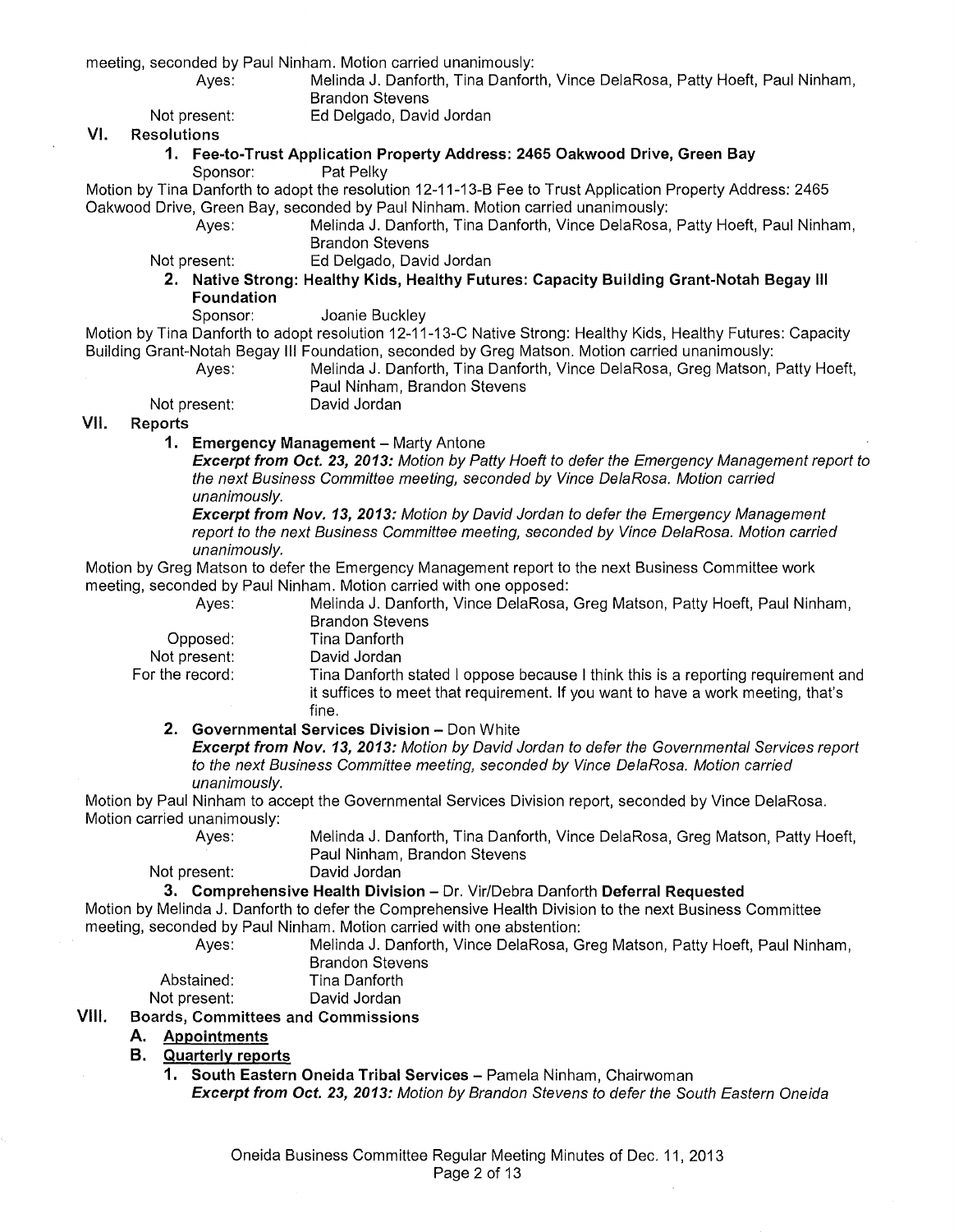meeting, seconded by Paul Ninham. Motion carried unanimously:

Ayes: Melinda J. Danforth, Tina Danforth, Vince DelaRosa, Patty Hoeft, Paul Ninham, Brandon Stevens
Not present: Ed Delgado, David Jordan

## VI. Resolutions

### 1. Fee-to-Trust Application Property Address: 2465 Oakwood Drive, Green Bay

Sponsor: Pat Pelky

Motion by Tina Danforth to adopt the resolution 12-11-13-B Fee to Trust Application Property Address: 2465 Oakwood Drive, Green Bay, seconded by Paul Ninham. Motion carried unanimously:

Ayes: Melinda J. Danforth, Tina Danforth, Vince DelaRosa, Patty Hoeft, Paul Ninham, Brandon Stevens
Not present: Ed Delgado, David Jordan

### 2. Native Strong: Healthy Kids, Healthy Futures: Capacity Building Grant-Notah Begay III Foundation

Sponsor: Joanie Buckley

Motion by Tina Danforth to adopt resolution 12-11-13-C Native Strong: Healthy Kids, Healthy Futures: Capacity Building Grant-Notah Begay III Foundation, seconded by Greg Matson. Motion carried unanimously:

Ayes: Melinda J. Danforth, Tina Danforth, Vince DelaRosa, Greg Matson, Patty Hoeft, Paul Ninham, Brandon Stevens
Not present: David Jordan

## VII. Reports

### 1. Emergency Management – Marty Antone

***Excerpt from Oct. 23, 2013:*** *Motion by Patty Hoeft to defer the Emergency Management report to the next Business Committee meeting, seconded by Vince DelaRosa. Motion carried unanimously.*

***Excerpt from Nov. 13, 2013:*** *Motion by David Jordan to defer the Emergency Management report to the next Business Committee meeting, seconded by Vince DelaRosa. Motion carried unanimously.*

Motion by Greg Matson to defer the Emergency Management report to the next Business Committee work meeting, seconded by Paul Ninham. Motion carried with one opposed:

Ayes: Melinda J. Danforth, Vince DelaRosa, Greg Matson, Patty Hoeft, Paul Ninham, Brandon Stevens
Opposed: Tina Danforth
Not present: David Jordan
For the record: Tina Danforth stated I oppose because I think this is a reporting requirement and it suffices to meet that requirement. If you want to have a work meeting, that's fine.

### 2. Governmental Services Division – Don White

***Excerpt from Nov. 13, 2013:*** *Motion by David Jordan to defer the Governmental Services report to the next Business Committee meeting, seconded by Vince DelaRosa. Motion carried unanimously.*

Motion by Paul Ninham to accept the Governmental Services Division report, seconded by Vince DelaRosa. Motion carried unanimously:

Ayes: Melinda J. Danforth, Tina Danforth, Vince DelaRosa, Greg Matson, Patty Hoeft, Paul Ninham, Brandon Stevens
Not present: David Jordan

### 3. Comprehensive Health Division – Dr. Vir/Debra Danforth **Deferral Requested**

Motion by Melinda J. Danforth to defer the Comprehensive Health Division to the next Business Committee meeting, seconded by Paul Ninham. Motion carried with one abstention:

Ayes: Melinda J. Danforth, Vince DelaRosa, Greg Matson, Patty Hoeft, Paul Ninham, Brandon Stevens
Abstained: Tina Danforth
Not present: David Jordan

## VIII. Boards, Committees and Commissions

### A. Appointments

### B. Quarterly reports

#### 1. South Eastern Oneida Tribal Services – Pamela Ninham, Chairwoman

***Excerpt from Oct. 23, 2013:*** *Motion by Brandon Stevens to defer the South Eastern Oneida*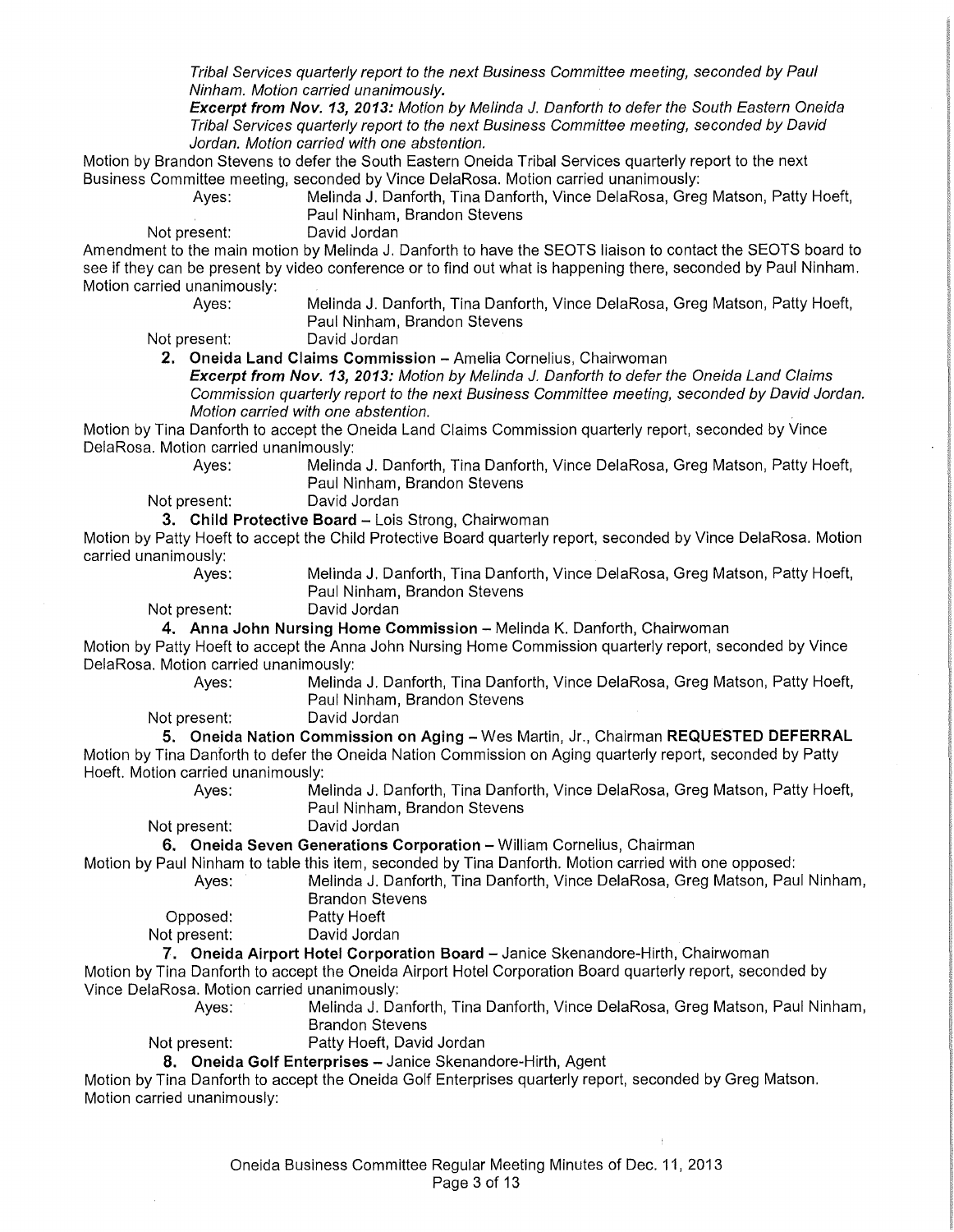*Tribal Services quarterly report to the next Business Committee meeting, seconded by Paul Ninham. Motion carried unanimously.*

***Excerpt from Nov. 13, 2013:*** *Motion by Melinda J. Danforth to defer the South Eastern Oneida Tribal Services quarterly report to the next Business Committee meeting, seconded by David Jordan. Motion carried with one abstention.*

Motion by Brandon Stevens to defer the South Eastern Oneida Tribal Services quarterly report to the next Business Committee meeting, seconded by Vince DelaRosa. Motion carried unanimously:

Ayes: Melinda J. Danforth, Tina Danforth, Vince DelaRosa, Greg Matson, Patty Hoeft, Paul Ninham, Brandon Stevens

Not present: David Jordan

Amendment to the main motion by Melinda J. Danforth to have the SEOTS liaison to contact the SEOTS board to see if they can be present by video conference or to find out what is happening there, seconded by Paul Ninham. Motion carried unanimously:

Ayes: Melinda J. Danforth, Tina Danforth, Vince DelaRosa, Greg Matson, Patty Hoeft, Paul Ninham, Brandon Stevens

Not present: David Jordan

**2. Oneida Land Claims Commission** – Amelia Cornelius, Chairwoman

***Excerpt from Nov. 13, 2013:*** *Motion by Melinda J. Danforth to defer the Oneida Land Claims Commission quarterly report to the next Business Committee meeting, seconded by David Jordan. Motion carried with one abstention.*

Motion by Tina Danforth to accept the Oneida Land Claims Commission quarterly report, seconded by Vince DelaRosa. Motion carried unanimously:

Ayes: Melinda J. Danforth, Tina Danforth, Vince DelaRosa, Greg Matson, Patty Hoeft, Paul Ninham, Brandon Stevens

Not present: David Jordan

**3. Child Protective Board** – Lois Strong, Chairwoman

Motion by Patty Hoeft to accept the Child Protective Board quarterly report, seconded by Vince DelaRosa. Motion carried unanimously:

Ayes: Melinda J. Danforth, Tina Danforth, Vince DelaRosa, Greg Matson, Patty Hoeft, Paul Ninham, Brandon Stevens

Not present: David Jordan

**4. Anna John Nursing Home Commission** – Melinda K. Danforth, Chairwoman

Motion by Patty Hoeft to accept the Anna John Nursing Home Commission quarterly report, seconded by Vince DelaRosa. Motion carried unanimously:

Ayes: Melinda J. Danforth, Tina Danforth, Vince DelaRosa, Greg Matson, Patty Hoeft, Paul Ninham, Brandon Stevens

Not present: David Jordan

**5. Oneida Nation Commission on Aging** – Wes Martin, Jr., Chairman **REQUESTED DEFERRAL**

Motion by Tina Danforth to defer the Oneida Nation Commission on Aging quarterly report, seconded by Patty Hoeft. Motion carried unanimously:

Ayes: Melinda J. Danforth, Tina Danforth, Vince DelaRosa, Greg Matson, Patty Hoeft, Paul Ninham, Brandon Stevens

Not present: David Jordan

**6. Oneida Seven Generations Corporation** – William Cornelius, Chairman

Motion by Paul Ninham to table this item, seconded by Tina Danforth. Motion carried with one opposed:

Ayes: Melinda J. Danforth, Tina Danforth, Vince DelaRosa, Greg Matson, Paul Ninham, Brandon Stevens

Opposed: Patty Hoeft

Not present: David Jordan

**7. Oneida Airport Hotel Corporation Board** – Janice Skenandore-Hirth, Chairwoman

Motion by Tina Danforth to accept the Oneida Airport Hotel Corporation Board quarterly report, seconded by Vince DelaRosa. Motion carried unanimously:

Ayes: Melinda J. Danforth, Tina Danforth, Vince DelaRosa, Greg Matson, Paul Ninham, Brandon Stevens

Not present: Patty Hoeft, David Jordan

**8. Oneida Golf Enterprises** – Janice Skenandore-Hirth, Agent

Motion by Tina Danforth to accept the Oneida Golf Enterprises quarterly report, seconded by Greg Matson. Motion carried unanimously: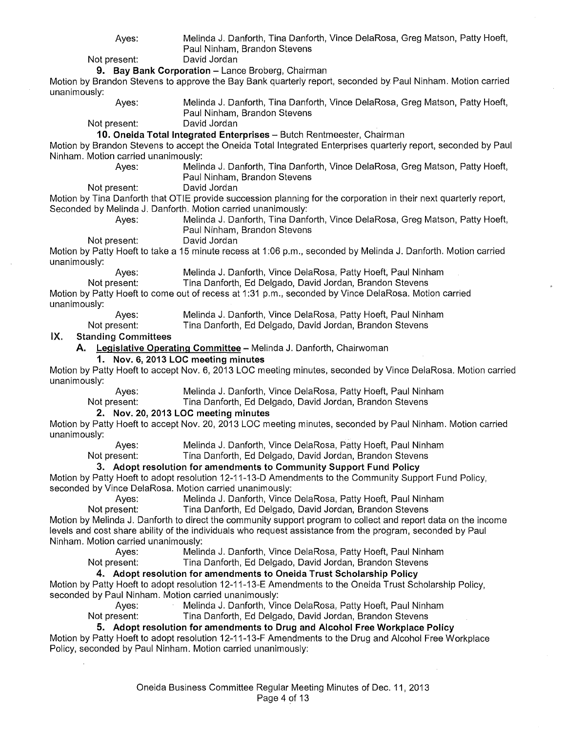Ayes: Melinda J. Danforth, Tina Danforth, Vince DelaRosa, Greg Matson, Patty Hoeft, Paul Ninham, Brandon Stevens

Not present: David Jordan

**9. Bay Bank Corporation** – Lance Broberg, Chairman

Motion by Brandon Stevens to approve the Bay Bank quarterly report, seconded by Paul Ninham. Motion carried unanimously:

Ayes: Melinda J. Danforth, Tina Danforth, Vince DelaRosa, Greg Matson, Patty Hoeft, Paul Ninham, Brandon Stevens

Not present: David Jordan

**10. Oneida Total Integrated Enterprises** – Butch Rentmeester, Chairman

Motion by Brandon Stevens to accept the Oneida Total Integrated Enterprises quarterly report, seconded by Paul Ninham. Motion carried unanimously:

Ayes: Melinda J. Danforth, Tina Danforth, Vince DelaRosa, Greg Matson, Patty Hoeft, Paul Ninham, Brandon Stevens

Not present: David Jordan

Motion by Tina Danforth that OTIE provide succession planning for the corporation in their next quarterly report, Seconded by Melinda J. Danforth. Motion carried unanimously:

Ayes: Melinda J. Danforth, Tina Danforth, Vince DelaRosa, Greg Matson, Patty Hoeft, Paul Ninham, Brandon Stevens

Not present: David Jordan

Motion by Patty Hoeft to take a 15 minute recess at 1:06 p.m., seconded by Melinda J. Danforth. Motion carried unanimously:

Ayes: Melinda J. Danforth, Vince DelaRosa, Patty Hoeft, Paul Ninham

Not present: Tina Danforth, Ed Delgado, David Jordan, Brandon Stevens

Motion by Patty Hoeft to come out of recess at 1:31 p.m., seconded by Vince DelaRosa. Motion carried unanimously:

Ayes: Melinda J. Danforth, Vince DelaRosa, Patty Hoeft, Paul Ninham

Not present: Tina Danforth, Ed Delgado, David Jordan, Brandon Stevens

## IX. Standing Committees

### A. Legislative Operating Committee – Melinda J. Danforth, Chairwoman

**1. Nov. 6, 2013 LOC meeting minutes**

Motion by Patty Hoeft to accept Nov. 6, 2013 LOC meeting minutes, seconded by Vince DelaRosa. Motion carried unanimously:

Ayes: Melinda J. Danforth, Vince DelaRosa, Patty Hoeft, Paul Ninham

Not present: Tina Danforth, Ed Delgado, David Jordan, Brandon Stevens

**2. Nov. 20, 2013 LOC meeting minutes**

Motion by Patty Hoeft to accept Nov. 20, 2013 LOC meeting minutes, seconded by Paul Ninham. Motion carried unanimously:

Ayes: Melinda J. Danforth, Vince DelaRosa, Patty Hoeft, Paul Ninham

Not present: Tina Danforth, Ed Delgado, David Jordan, Brandon Stevens

**3. Adopt resolution for amendments to Community Support Fund Policy**

Motion by Patty Hoeft to adopt resolution 12-11-13-D Amendments to the Community Support Fund Policy, seconded by Vince DelaRosa. Motion carried unanimously:

Ayes: Melinda J. Danforth, Vince DelaRosa, Patty Hoeft, Paul Ninham

Not present: Tina Danforth, Ed Delgado, David Jordan, Brandon Stevens

Motion by Melinda J. Danforth to direct the community support program to collect and report data on the income levels and cost share ability of the individuals who request assistance from the program, seconded by Paul Ninham. Motion carried unanimously:

Ayes: Melinda J. Danforth, Vince DelaRosa, Patty Hoeft, Paul Ninham

Not present: Tina Danforth, Ed Delgado, David Jordan, Brandon Stevens

**4. Adopt resolution for amendments to Oneida Trust Scholarship Policy**

Motion by Patty Hoeft to adopt resolution 12-11-13-E Amendments to the Oneida Trust Scholarship Policy, seconded by Paul Ninham. Motion carried unanimously:

Ayes: Melinda J. Danforth, Vince DelaRosa, Patty Hoeft, Paul Ninham

Not present: Tina Danforth, Ed Delgado, David Jordan, Brandon Stevens

**5. Adopt resolution for amendments to Drug and Alcohol Free Workplace Policy**

Motion by Patty Hoeft to adopt resolution 12-11-13-F Amendments to the Drug and Alcohol Free Workplace Policy, seconded by Paul Ninham. Motion carried unanimously: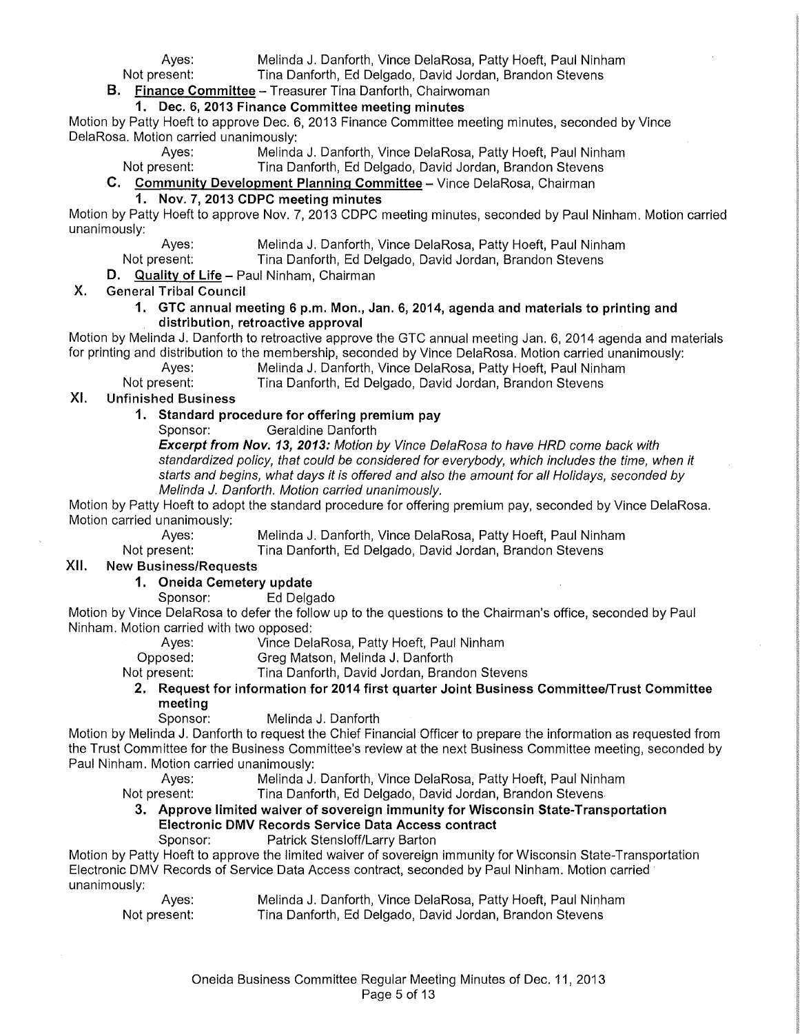Ayes: Melinda J. Danforth, Vince DelaRosa, Patty Hoeft, Paul Ninham
Not present: Tina Danforth, Ed Delgado, David Jordan, Brandon Stevens

**B. Finance Committee** – Treasurer Tina Danforth, Chairwoman

**1. Dec. 6, 2013 Finance Committee meeting minutes**

Motion by Patty Hoeft to approve Dec. 6, 2013 Finance Committee meeting minutes, seconded by Vince DelaRosa. Motion carried unanimously:

Ayes: Melinda J. Danforth, Vince DelaRosa, Patty Hoeft, Paul Ninham
Not present: Tina Danforth, Ed Delgado, David Jordan, Brandon Stevens

**C. Community Development Planning Committee** – Vince DelaRosa, Chairman

**1. Nov. 7, 2013 CDPC meeting minutes**

Motion by Patty Hoeft to approve Nov. 7, 2013 CDPC meeting minutes, seconded by Paul Ninham. Motion carried unanimously:

Ayes: Melinda J. Danforth, Vince DelaRosa, Patty Hoeft, Paul Ninham
Not present: Tina Danforth, Ed Delgado, David Jordan, Brandon Stevens

**D. Quality of Life** – Paul Ninham, Chairman

## X. General Tribal Council

**1. GTC annual meeting 6 p.m. Mon., Jan. 6, 2014, agenda and materials to printing and distribution, retroactive approval**

Motion by Melinda J. Danforth to retroactive approve the GTC annual meeting Jan. 6, 2014 agenda and materials for printing and distribution to the membership, seconded by Vince DelaRosa. Motion carried unanimously:

Ayes: Melinda J. Danforth, Vince DelaRosa, Patty Hoeft, Paul Ninham
Not present: Tina Danforth, Ed Delgado, David Jordan, Brandon Stevens

## XI. Unfinished Business

**1. Standard procedure for offering premium pay**

Sponsor: Geraldine Danforth

***Excerpt from Nov. 13, 2013:*** *Motion by Vince DelaRosa to have HRD come back with standardized policy, that could be considered for everybody, which includes the time, when it starts and begins, what days it is offered and also the amount for all Holidays, seconded by Melinda J. Danforth. Motion carried unanimously.*

Motion by Patty Hoeft to adopt the standard procedure for offering premium pay, seconded by Vince DelaRosa. Motion carried unanimously:

Ayes: Melinda J. Danforth, Vince DelaRosa, Patty Hoeft, Paul Ninham
Not present: Tina Danforth, Ed Delgado, David Jordan, Brandon Stevens

## XII. New Business/Requests

**1. Oneida Cemetery update**

Sponsor: Ed Delgado

Motion by Vince DelaRosa to defer the follow up to the questions to the Chairman's office, seconded by Paul Ninham. Motion carried with two opposed:

Ayes: Vince DelaRosa, Patty Hoeft, Paul Ninham
Opposed: Greg Matson, Melinda J. Danforth
Not present: Tina Danforth, David Jordan, Brandon Stevens

**2. Request for information for 2014 first quarter Joint Business Committee/Trust Committee meeting**

Sponsor: Melinda J. Danforth

Motion by Melinda J. Danforth to request the Chief Financial Officer to prepare the information as requested from the Trust Committee for the Business Committee's review at the next Business Committee meeting, seconded by Paul Ninham. Motion carried unanimously:

Ayes: Melinda J. Danforth, Vince DelaRosa, Patty Hoeft, Paul Ninham
Not present: Tina Danforth, Ed Delgado, David Jordan, Brandon Stevens

**3. Approve limited waiver of sovereign immunity for Wisconsin State-Transportation Electronic DMV Records Service Data Access contract**

Sponsor: Patrick Stensloff/Larry Barton

Motion by Patty Hoeft to approve the limited waiver of sovereign immunity for Wisconsin State-Transportation Electronic DMV Records of Service Data Access contract, seconded by Paul Ninham. Motion carried unanimously:

Ayes: Melinda J. Danforth, Vince DelaRosa, Patty Hoeft, Paul Ninham
Not present: Tina Danforth, Ed Delgado, David Jordan, Brandon Stevens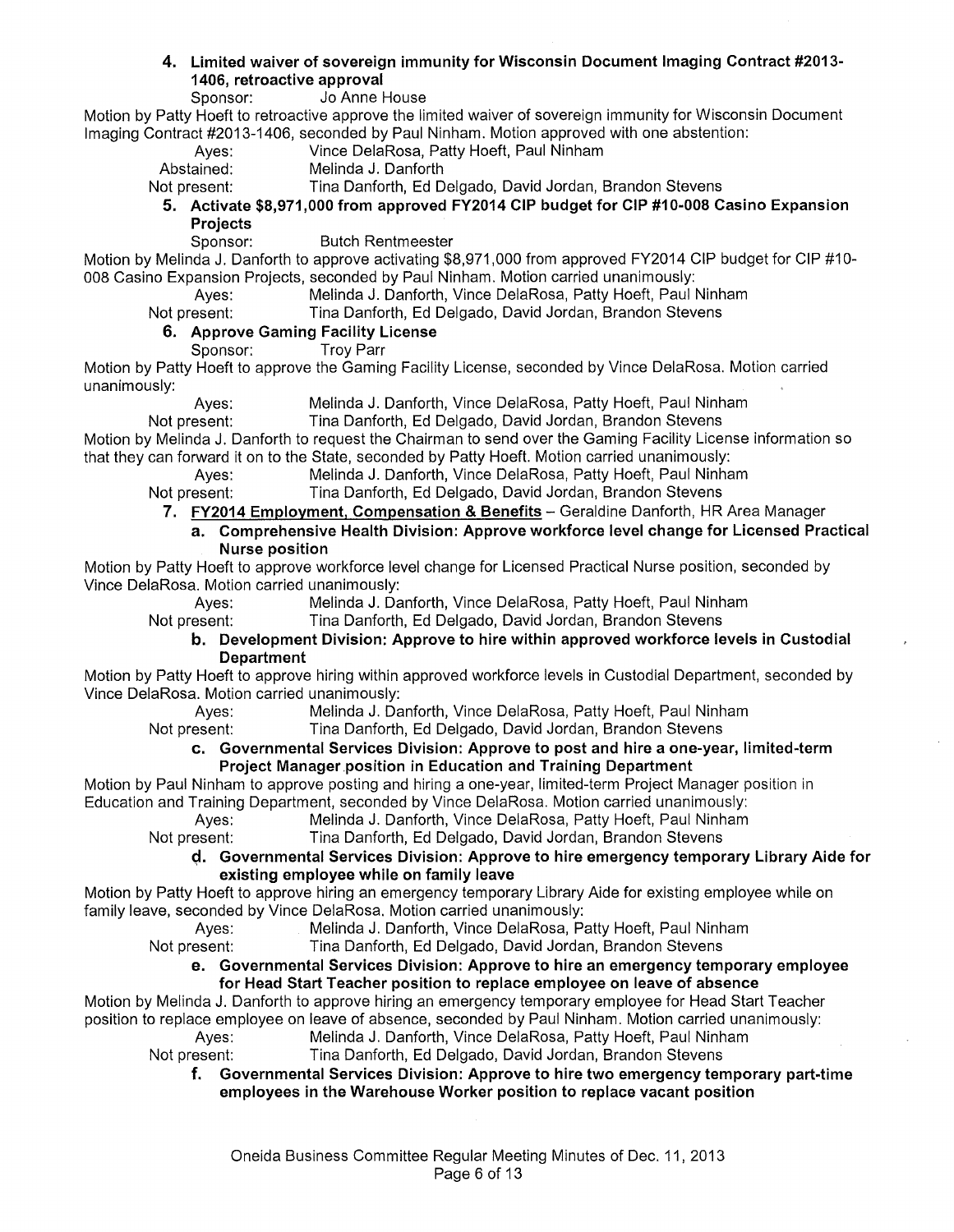**4. Limited waiver of sovereign immunity for Wisconsin Document Imaging Contract #2013-1406, retroactive approval**

Sponsor: Jo Anne House

Motion by Patty Hoeft to retroactive approve the limited waiver of sovereign immunity for Wisconsin Document Imaging Contract #2013-1406, seconded by Paul Ninham. Motion approved with one abstention:

Ayes: Vince DelaRosa, Patty Hoeft, Paul Ninham
Abstained: Melinda J. Danforth
Not present: Tina Danforth, Ed Delgado, David Jordan, Brandon Stevens

**5. Activate $8,971,000 from approved FY2014 CIP budget for CIP #10-008 Casino Expansion Projects**

Sponsor: Butch Rentmeester

Motion by Melinda J. Danforth to approve activating $8,971,000 from approved FY2014 CIP budget for CIP #10-008 Casino Expansion Projects, seconded by Paul Ninham. Motion carried unanimously:

Ayes: Melinda J. Danforth, Vince DelaRosa, Patty Hoeft, Paul Ninham
Not present: Tina Danforth, Ed Delgado, David Jordan, Brandon Stevens

**6. Approve Gaming Facility License**

Sponsor: Troy Parr

Motion by Patty Hoeft to approve the Gaming Facility License, seconded by Vince DelaRosa. Motion carried unanimously:

Ayes: Melinda J. Danforth, Vince DelaRosa, Patty Hoeft, Paul Ninham
Not present: Tina Danforth, Ed Delgado, David Jordan, Brandon Stevens

Motion by Melinda J. Danforth to request the Chairman to send over the Gaming Facility License information so that they can forward it on to the State, seconded by Patty Hoeft. Motion carried unanimously:

Ayes: Melinda J. Danforth, Vince DelaRosa, Patty Hoeft, Paul Ninham
Not present: Tina Danforth, Ed Delgado, David Jordan, Brandon Stevens

**7. FY2014 Employment, Compensation & Benefits** – Geraldine Danforth, HR Area Manager

**a. Comprehensive Health Division: Approve workforce level change for Licensed Practical Nurse position**

Motion by Patty Hoeft to approve workforce level change for Licensed Practical Nurse position, seconded by Vince DelaRosa. Motion carried unanimously:

Ayes: Melinda J. Danforth, Vince DelaRosa, Patty Hoeft, Paul Ninham
Not present: Tina Danforth, Ed Delgado, David Jordan, Brandon Stevens

**b. Development Division: Approve to hire within approved workforce levels in Custodial Department**

Motion by Patty Hoeft to approve hiring within approved workforce levels in Custodial Department, seconded by Vince DelaRosa. Motion carried unanimously:

Ayes: Melinda J. Danforth, Vince DelaRosa, Patty Hoeft, Paul Ninham
Not present: Tina Danforth, Ed Delgado, David Jordan, Brandon Stevens

**c. Governmental Services Division: Approve to post and hire a one-year, limited-term Project Manager position in Education and Training Department**

Motion by Paul Ninham to approve posting and hiring a one-year, limited-term Project Manager position in Education and Training Department, seconded by Vince DelaRosa. Motion carried unanimously:

Ayes: Melinda J. Danforth, Vince DelaRosa, Patty Hoeft, Paul Ninham
Not present: Tina Danforth, Ed Delgado, David Jordan, Brandon Stevens

**d. Governmental Services Division: Approve to hire emergency temporary Library Aide for existing employee while on family leave**

Motion by Patty Hoeft to approve hiring an emergency temporary Library Aide for existing employee while on family leave, seconded by Vince DelaRosa. Motion carried unanimously:

Ayes: Melinda J. Danforth, Vince DelaRosa, Patty Hoeft, Paul Ninham
Not present: Tina Danforth, Ed Delgado, David Jordan, Brandon Stevens

**e. Governmental Services Division: Approve to hire an emergency temporary employee for Head Start Teacher position to replace employee on leave of absence**

Motion by Melinda J. Danforth to approve hiring an emergency temporary employee for Head Start Teacher position to replace employee on leave of absence, seconded by Paul Ninham. Motion carried unanimously:

Ayes: Melinda J. Danforth, Vince DelaRosa, Patty Hoeft, Paul Ninham
Not present: Tina Danforth, Ed Delgado, David Jordan, Brandon Stevens

**f. Governmental Services Division: Approve to hire two emergency temporary part-time employees in the Warehouse Worker position to replace vacant position**

Oneida Business Committee Regular Meeting Minutes of Dec. 11, 2013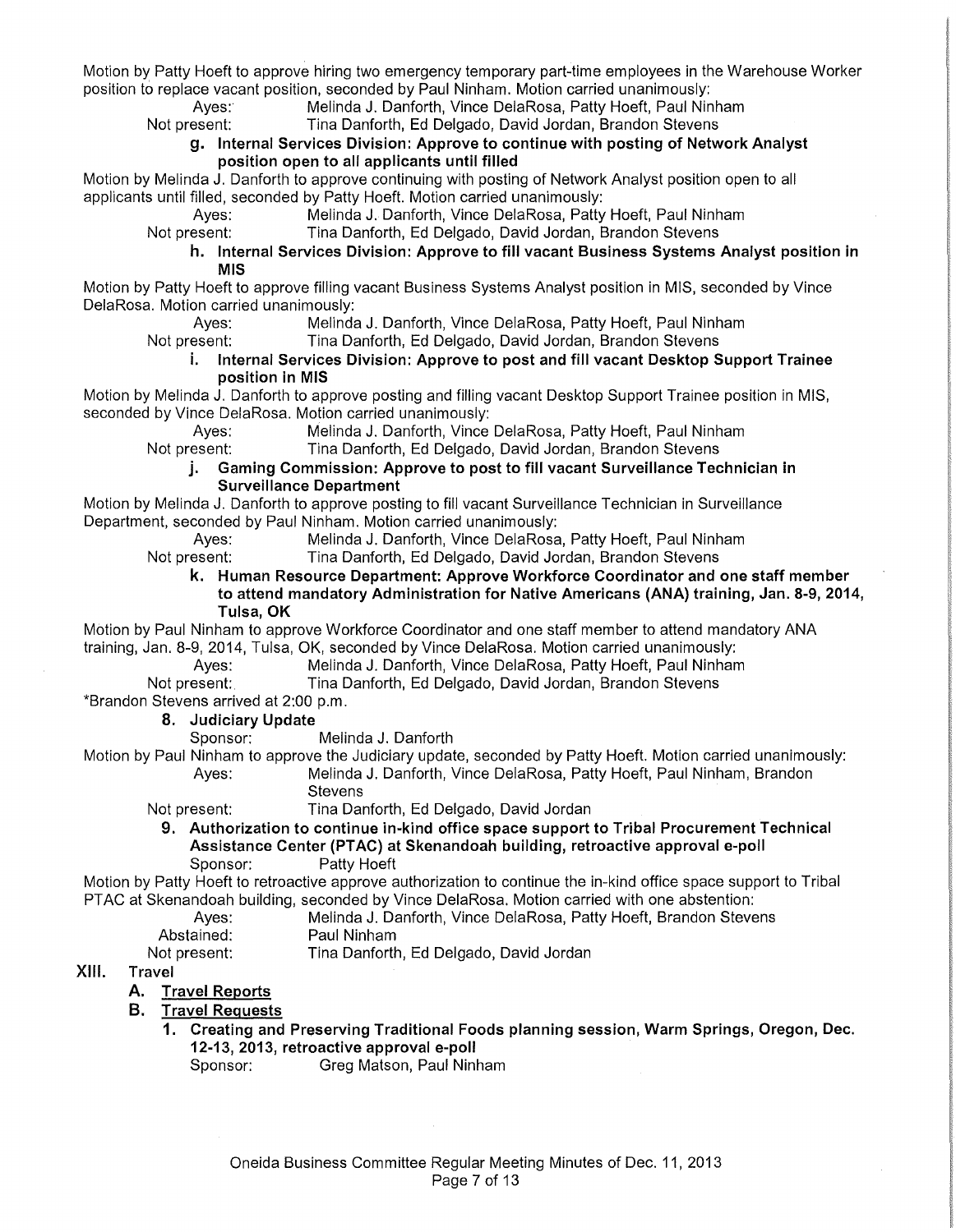Motion by Patty Hoeft to approve hiring two emergency temporary part-time employees in the Warehouse Worker position to replace vacant position, seconded by Paul Ninham. Motion carried unanimously:

Ayes: Melinda J. Danforth, Vince DelaRosa, Patty Hoeft, Paul Ninham
Not present: Tina Danforth, Ed Delgado, David Jordan, Brandon Stevens

**g. Internal Services Division: Approve to continue with posting of Network Analyst position open to all applicants until filled**

Motion by Melinda J. Danforth to approve continuing with posting of Network Analyst position open to all applicants until filled, seconded by Patty Hoeft. Motion carried unanimously:

Ayes: Melinda J. Danforth, Vince DelaRosa, Patty Hoeft, Paul Ninham
Not present: Tina Danforth, Ed Delgado, David Jordan, Brandon Stevens

**h. Internal Services Division: Approve to fill vacant Business Systems Analyst position in MIS**

Motion by Patty Hoeft to approve filling vacant Business Systems Analyst position in MIS, seconded by Vince DelaRosa. Motion carried unanimously:

Ayes: Melinda J. Danforth, Vince DelaRosa, Patty Hoeft, Paul Ninham
Not present: Tina Danforth, Ed Delgado, David Jordan, Brandon Stevens

**i. Internal Services Division: Approve to post and fill vacant Desktop Support Trainee position in MIS**

Motion by Melinda J. Danforth to approve posting and filling vacant Desktop Support Trainee position in MIS, seconded by Vince DelaRosa. Motion carried unanimously:

Ayes: Melinda J. Danforth, Vince DelaRosa, Patty Hoeft, Paul Ninham
Not present: Tina Danforth, Ed Delgado, David Jordan, Brandon Stevens

**j. Gaming Commission: Approve to post to fill vacant Surveillance Technician in Surveillance Department**

Motion by Melinda J. Danforth to approve posting to fill vacant Surveillance Technician in Surveillance Department, seconded by Paul Ninham. Motion carried unanimously:

Ayes: Melinda J. Danforth, Vince DelaRosa, Patty Hoeft, Paul Ninham
Not present: Tina Danforth, Ed Delgado, David Jordan, Brandon Stevens

**k. Human Resource Department: Approve Workforce Coordinator and one staff member to attend mandatory Administration for Native Americans (ANA) training, Jan. 8-9, 2014, Tulsa, OK**

Motion by Paul Ninham to approve Workforce Coordinator and one staff member to attend mandatory ANA training, Jan. 8-9, 2014, Tulsa, OK, seconded by Vince DelaRosa. Motion carried unanimously:

Ayes: Melinda J. Danforth, Vince DelaRosa, Patty Hoeft, Paul Ninham
Not present: Tina Danforth, Ed Delgado, David Jordan, Brandon Stevens

*Brandon Stevens arrived at 2:00 p.m.

**8. Judiciary Update**

Sponsor: Melinda J. Danforth

Motion by Paul Ninham to approve the Judiciary update, seconded by Patty Hoeft. Motion carried unanimously:

Ayes: Melinda J. Danforth, Vince DelaRosa, Patty Hoeft, Paul Ninham, Brandon Stevens
Not present: Tina Danforth, Ed Delgado, David Jordan

**9. Authorization to continue in-kind office space support to Tribal Procurement Technical Assistance Center (PTAC) at Skenandoah building, retroactive approval e-poll**

Sponsor: Patty Hoeft

Motion by Patty Hoeft to retroactive approve authorization to continue the in-kind office space support to Tribal PTAC at Skenandoah building, seconded by Vince DelaRosa. Motion carried with one abstention:

Ayes: Melinda J. Danforth, Vince DelaRosa, Patty Hoeft, Brandon Stevens
Abstained: Paul Ninham
Not present: Tina Danforth, Ed Delgado, David Jordan

## XIII. Travel

**A. Travel Reports**

**B. Travel Requests**

**1. Creating and Preserving Traditional Foods planning session, Warm Springs, Oregon, Dec. 12-13, 2013, retroactive approval e-poll**

Sponsor: Greg Matson, Paul Ninham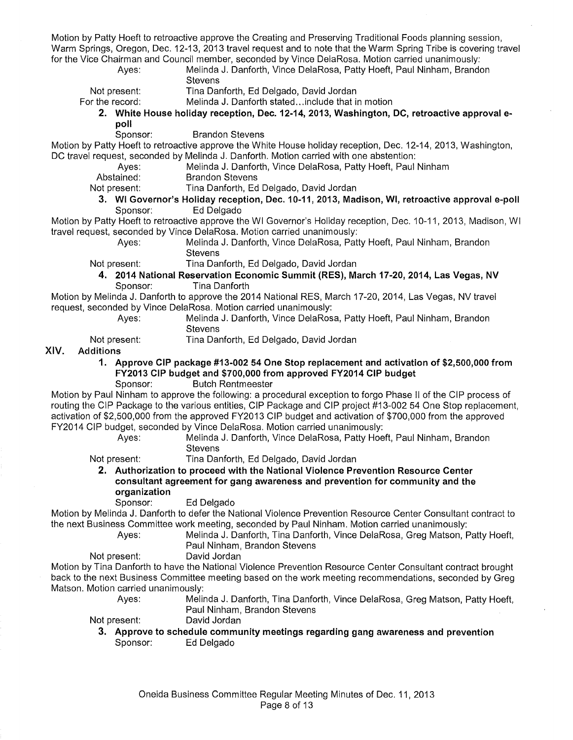Motion by Patty Hoeft to retroactive approve the Creating and Preserving Traditional Foods planning session, Warm Springs, Oregon, Dec. 12-13, 2013 travel request and to note that the Warm Spring Tribe is covering travel for the Vice Chairman and Council member, seconded by Vince DelaRosa. Motion carried unanimously:

Ayes: Melinda J. Danforth, Vince DelaRosa, Patty Hoeft, Paul Ninham, Brandon Stevens

Not present: Tina Danforth, Ed Delgado, David Jordan

For the record: Melinda J. Danforth stated...include that in motion

**2. White House holiday reception, Dec. 12-14, 2013, Washington, DC, retroactive approval e-poll**

Sponsor: Brandon Stevens

Motion by Patty Hoeft to retroactive approve the White House holiday reception, Dec. 12-14, 2013, Washington, DC travel request, seconded by Melinda J. Danforth. Motion carried with one abstention:

Ayes: Melinda J. Danforth, Vince DelaRosa, Patty Hoeft, Paul Ninham

Abstained: Brandon Stevens

Not present: Tina Danforth, Ed Delgado, David Jordan

**3. WI Governor's Holiday reception, Dec. 10-11, 2013, Madison, WI, retroactive approval e-poll**

Sponsor: Ed Delgado

Motion by Patty Hoeft to retroactive approve the WI Governor's Holiday reception, Dec. 10-11, 2013, Madison, WI travel request, seconded by Vince DelaRosa. Motion carried unanimously:

Ayes: Melinda J. Danforth, Vince DelaRosa, Patty Hoeft, Paul Ninham, Brandon Stevens

Not present: Tina Danforth, Ed Delgado, David Jordan

**4. 2014 National Reservation Economic Summit (RES), March 17-20, 2014, Las Vegas, NV**

Sponsor: Tina Danforth

Motion by Melinda J. Danforth to approve the 2014 National RES, March 17-20, 2014, Las Vegas, NV travel request, seconded by Vince DelaRosa. Motion carried unanimously:

Ayes: Melinda J. Danforth, Vince DelaRosa, Patty Hoeft, Paul Ninham, Brandon Stevens

Not present: Tina Danforth, Ed Delgado, David Jordan

## XIV. Additions

**1. Approve CIP package #13-002 54 One Stop replacement and activation of $2,500,000 from FY2013 CIP budget and $700,000 from approved FY2014 CIP budget**

Sponsor: Butch Rentmeester

Motion by Paul Ninham to approve the following: a procedural exception to forgo Phase II of the CIP process of routing the CIP Package to the various entities, CIP Package and CIP project #13-002 54 One Stop replacement, activation of $2,500,000 from the approved FY2013 CIP budget and activation of $700,000 from the approved FY2014 CIP budget, seconded by Vince DelaRosa. Motion carried unanimously:

Ayes: Melinda J. Danforth, Vince DelaRosa, Patty Hoeft, Paul Ninham, Brandon Stevens

Not present: Tina Danforth, Ed Delgado, David Jordan

**2. Authorization to proceed with the National Violence Prevention Resource Center consultant agreement for gang awareness and prevention for community and the organization**

Sponsor: Ed Delgado

Motion by Melinda J. Danforth to defer the National Violence Prevention Resource Center Consultant contract to the next Business Committee work meeting, seconded by Paul Ninham. Motion carried unanimously:

Ayes: Melinda J. Danforth, Tina Danforth, Vince DelaRosa, Greg Matson, Patty Hoeft, Paul Ninham, Brandon Stevens

Not present: David Jordan

Motion by Tina Danforth to have the National Violence Prevention Resource Center Consultant contract brought back to the next Business Committee meeting based on the work meeting recommendations, seconded by Greg Matson. Motion carried unanimously:

Ayes: Melinda J. Danforth, Tina Danforth, Vince DelaRosa, Greg Matson, Patty Hoeft, Paul Ninham, Brandon Stevens

Not present: David Jordan

**3. Approve to schedule community meetings regarding gang awareness and prevention**

Sponsor: Ed Delgado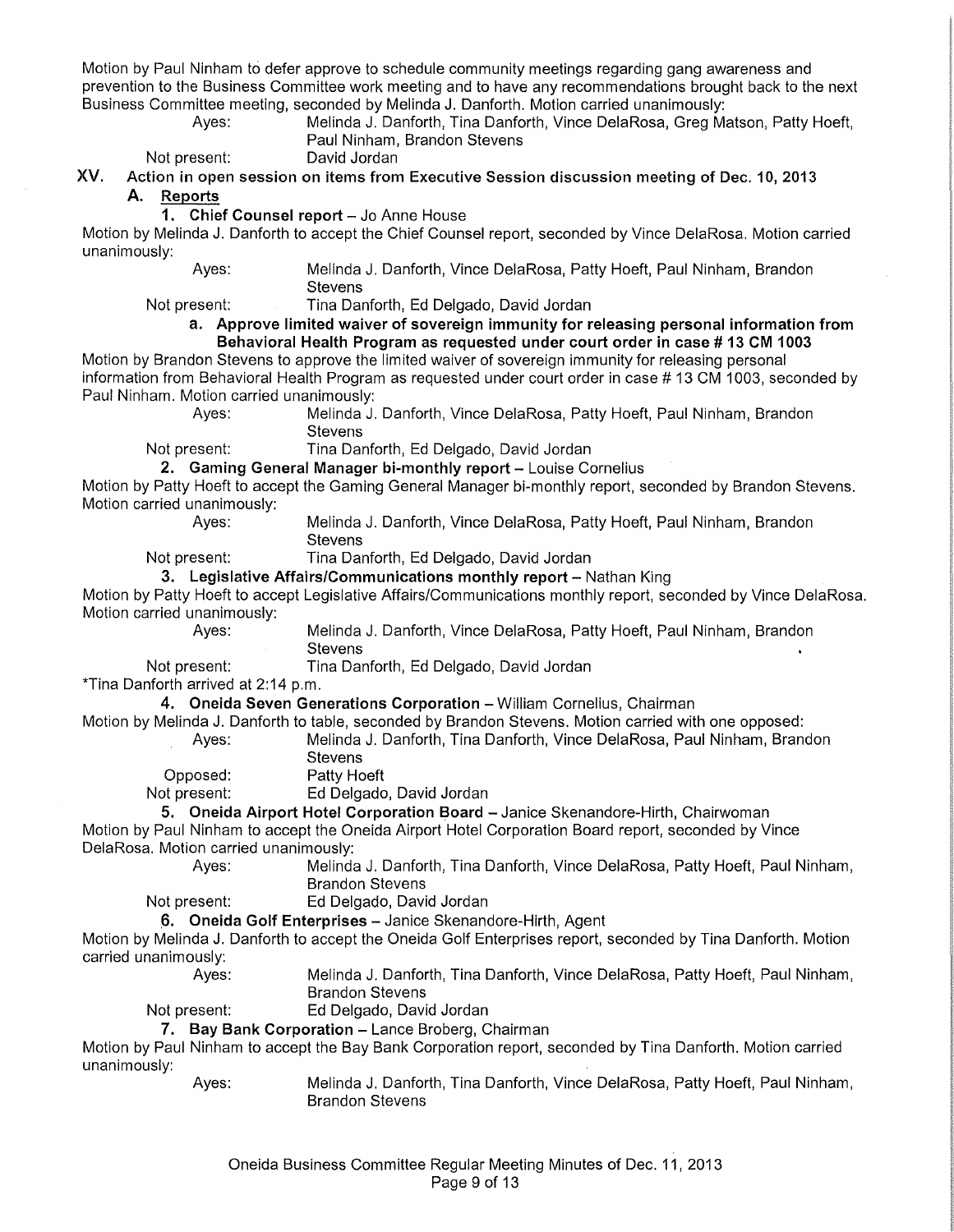Motion by Paul Ninham to defer approve to schedule community meetings regarding gang awareness and prevention to the Business Committee work meeting and to have any recommendations brought back to the next Business Committee meeting, seconded by Melinda J. Danforth. Motion carried unanimously:

Ayes: Melinda J. Danforth, Tina Danforth, Vince DelaRosa, Greg Matson, Patty Hoeft, Paul Ninham, Brandon Stevens

Not present: David Jordan

## XV. Action in open session on items from Executive Session discussion meeting of Dec. 10, 2013

### A. Reports

**1. Chief Counsel report** – Jo Anne House

Motion by Melinda J. Danforth to accept the Chief Counsel report, seconded by Vince DelaRosa. Motion carried unanimously:

Ayes: Melinda J. Danforth, Vince DelaRosa, Patty Hoeft, Paul Ninham, Brandon Stevens

Not present: Tina Danforth, Ed Delgado, David Jordan

**a. Approve limited waiver of sovereign immunity for releasing personal information from Behavioral Health Program as requested under court order in case # 13 CM 1003**

Motion by Brandon Stevens to approve the limited waiver of sovereign immunity for releasing personal information from Behavioral Health Program as requested under court order in case # 13 CM 1003, seconded by Paul Ninham. Motion carried unanimously:

Ayes: Melinda J. Danforth, Vince DelaRosa, Patty Hoeft, Paul Ninham, Brandon Stevens

Not present: Tina Danforth, Ed Delgado, David Jordan

**2. Gaming General Manager bi-monthly report** – Louise Cornelius

Motion by Patty Hoeft to accept the Gaming General Manager bi-monthly report, seconded by Brandon Stevens. Motion carried unanimously:

Ayes: Melinda J. Danforth, Vince DelaRosa, Patty Hoeft, Paul Ninham, Brandon Stevens

Not present: Tina Danforth, Ed Delgado, David Jordan

**3. Legislative Affairs/Communications monthly report** – Nathan King

Motion by Patty Hoeft to accept Legislative Affairs/Communications monthly report, seconded by Vince DelaRosa. Motion carried unanimously:

Ayes: Melinda J. Danforth, Vince DelaRosa, Patty Hoeft, Paul Ninham, Brandon Stevens

Not present: Tina Danforth, Ed Delgado, David Jordan

*Tina Danforth arrived at 2:14 p.m.

**4. Oneida Seven Generations Corporation** – William Cornelius, Chairman

Motion by Melinda J. Danforth to table, seconded by Brandon Stevens. Motion carried with one opposed:

Ayes: Melinda J. Danforth, Tina Danforth, Vince DelaRosa, Paul Ninham, Brandon Stevens

Opposed: Patty Hoeft

Not present: Ed Delgado, David Jordan

**5. Oneida Airport Hotel Corporation Board** – Janice Skenandore-Hirth, Chairwoman

Motion by Paul Ninham to accept the Oneida Airport Hotel Corporation Board report, seconded by Vince DelaRosa. Motion carried unanimously:

Ayes: Melinda J. Danforth, Tina Danforth, Vince DelaRosa, Patty Hoeft, Paul Ninham, Brandon Stevens

Not present: Ed Delgado, David Jordan

**6. Oneida Golf Enterprises** – Janice Skenandore-Hirth, Agent

Motion by Melinda J. Danforth to accept the Oneida Golf Enterprises report, seconded by Tina Danforth. Motion carried unanimously:

Ayes: Melinda J. Danforth, Tina Danforth, Vince DelaRosa, Patty Hoeft, Paul Ninham, Brandon Stevens

Not present: Ed Delgado, David Jordan

**7. Bay Bank Corporation** – Lance Broberg, Chairman

Motion by Paul Ninham to accept the Bay Bank Corporation report, seconded by Tina Danforth. Motion carried unanimously:

Ayes: Melinda J. Danforth, Tina Danforth, Vince DelaRosa, Patty Hoeft, Paul Ninham, Brandon Stevens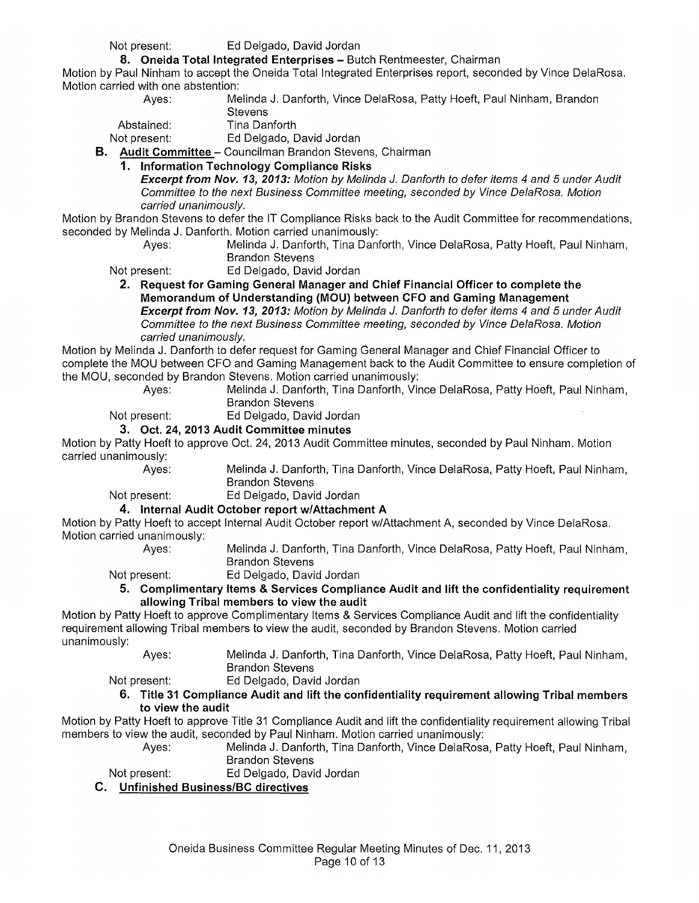Not present: Ed Delgado, David Jordan

**8. Oneida Total Integrated Enterprises** – Butch Rentmeester, Chairman

Motion by Paul Ninham to accept the Oneida Total Integrated Enterprises report, seconded by Vince DelaRosa. Motion carried with one abstention:

Ayes: Melinda J. Danforth, Vince DelaRosa, Patty Hoeft, Paul Ninham, Brandon Stevens

Abstained: Tina Danforth

Not present: Ed Delgado, David Jordan

**B. Audit Committee** – Councilman Brandon Stevens, Chairman

**1. Information Technology Compliance Risks**

***Excerpt from Nov. 13, 2013:*** *Motion by Melinda J. Danforth to defer items 4 and 5 under Audit Committee to the next Business Committee meeting, seconded by Vince DelaRosa. Motion carried unanimously.*

Motion by Brandon Stevens to defer the IT Compliance Risks back to the Audit Committee for recommendations, seconded by Melinda J. Danforth. Motion carried unanimously:

Ayes: Melinda J. Danforth, Tina Danforth, Vince DelaRosa, Patty Hoeft, Paul Ninham, Brandon Stevens

Not present: Ed Delgado, David Jordan

**2. Request for Gaming General Manager and Chief Financial Officer to complete the Memorandum of Understanding (MOU) between CFO and Gaming Management**

***Excerpt from Nov. 13, 2013:*** *Motion by Melinda J. Danforth to defer items 4 and 5 under Audit Committee to the next Business Committee meeting, seconded by Vince DelaRosa. Motion carried unanimously.*

Motion by Melinda J. Danforth to defer request for Gaming General Manager and Chief Financial Officer to complete the MOU between CFO and Gaming Management back to the Audit Committee to ensure completion of the MOU, seconded by Brandon Stevens. Motion carried unanimously:

Ayes: Melinda J. Danforth, Tina Danforth, Vince DelaRosa, Patty Hoeft, Paul Ninham, Brandon Stevens

Not present: Ed Delgado, David Jordan

**3. Oct. 24, 2013 Audit Committee minutes**

Motion by Patty Hoeft to approve Oct. 24, 2013 Audit Committee minutes, seconded by Paul Ninham. Motion carried unanimously:

Ayes: Melinda J. Danforth, Tina Danforth, Vince DelaRosa, Patty Hoeft, Paul Ninham, Brandon Stevens

Not present: Ed Delgado, David Jordan

**4. Internal Audit October report w/Attachment A**

Motion by Patty Hoeft to accept Internal Audit October report w/Attachment A, seconded by Vince DelaRosa. Motion carried unanimously:

Ayes: Melinda J. Danforth, Tina Danforth, Vince DelaRosa, Patty Hoeft, Paul Ninham, Brandon Stevens

Not present: Ed Delgado, David Jordan

**5. Complimentary Items & Services Compliance Audit and lift the confidentiality requirement allowing Tribal members to view the audit**

Motion by Patty Hoeft to approve Complimentary Items & Services Compliance Audit and lift the confidentiality requirement allowing Tribal members to view the audit, seconded by Brandon Stevens. Motion carried unanimously:

Ayes: Melinda J. Danforth, Tina Danforth, Vince DelaRosa, Patty Hoeft, Paul Ninham, Brandon Stevens

Not present: Ed Delgado, David Jordan

**6. Title 31 Compliance Audit and lift the confidentiality requirement allowing Tribal members to view the audit**

Motion by Patty Hoeft to approve Title 31 Compliance Audit and lift the confidentiality requirement allowing Tribal members to view the audit, seconded by Paul Ninham. Motion carried unanimously:

Ayes: Melinda J. Danforth, Tina Danforth, Vince DelaRosa, Patty Hoeft, Paul Ninham, Brandon Stevens

Not present: Ed Delgado, David Jordan

**C. Unfinished Business/BC directives**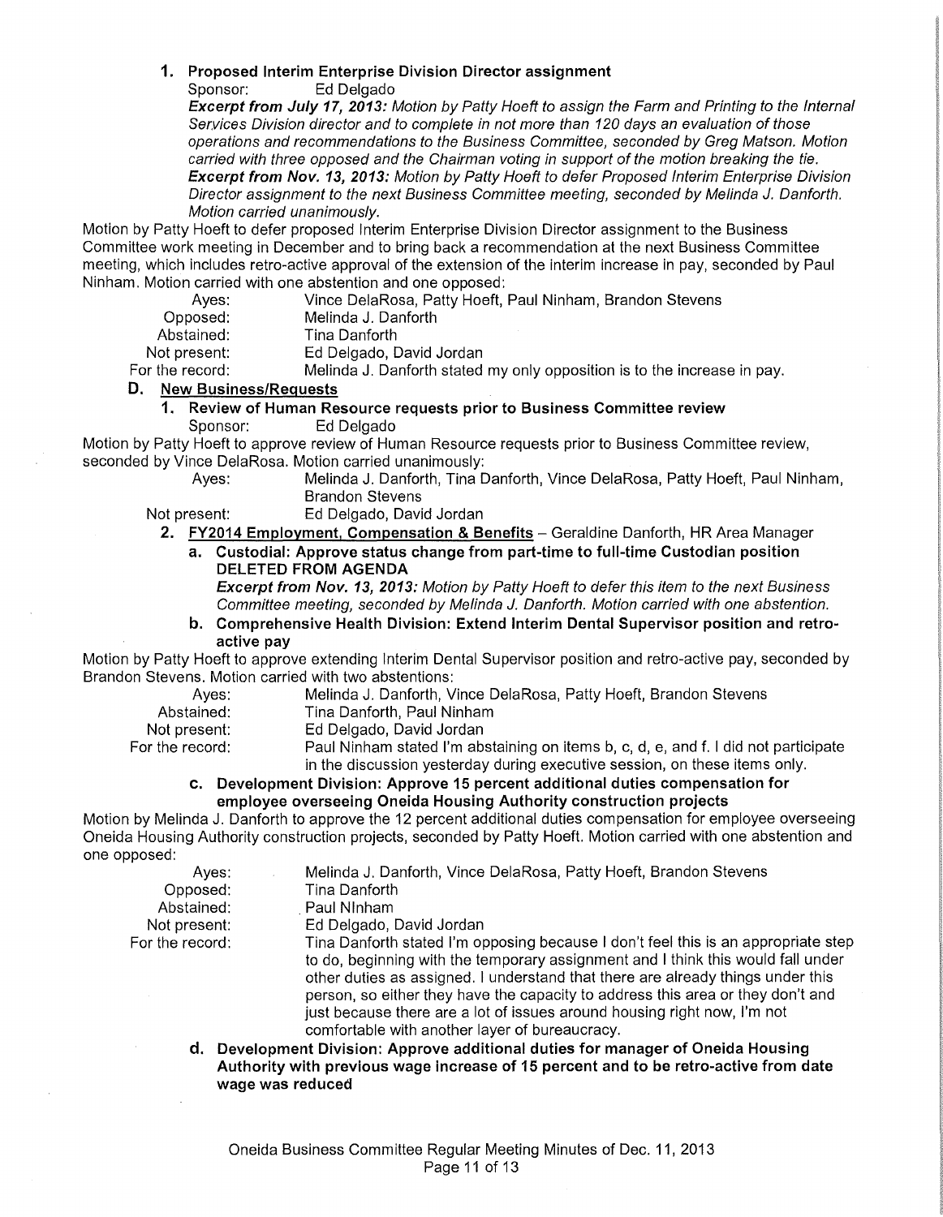**1. Proposed Interim Enterprise Division Director assignment**

Sponsor: Ed Delgado

***Excerpt from July 17, 2013:*** *Motion by Patty Hoeft to assign the Farm and Printing to the Internal Services Division director and to complete in not more than 120 days an evaluation of those operations and recommendations to the Business Committee, seconded by Greg Matson. Motion carried with three opposed and the Chairman voting in support of the motion breaking the tie.*

***Excerpt from Nov. 13, 2013:*** *Motion by Patty Hoeft to defer Proposed Interim Enterprise Division Director assignment to the next Business Committee meeting, seconded by Melinda J. Danforth. Motion carried unanimously.*

Motion by Patty Hoeft to defer proposed Interim Enterprise Division Director assignment to the Business Committee work meeting in December and to bring back a recommendation at the next Business Committee meeting, which includes retro-active approval of the extension of the interim increase in pay, seconded by Paul Ninham. Motion carried with one abstention and one opposed:

Ayes: Vince DelaRosa, Patty Hoeft, Paul Ninham, Brandon Stevens
Opposed: Melinda J. Danforth
Abstained: Tina Danforth
Not present: Ed Delgado, David Jordan
For the record: Melinda J. Danforth stated my only opposition is to the increase in pay.

**D. New Business/Requests**

**1. Review of Human Resource requests prior to Business Committee review**

Sponsor: Ed Delgado

Motion by Patty Hoeft to approve review of Human Resource requests prior to Business Committee review, seconded by Vince DelaRosa. Motion carried unanimously:

Ayes: Melinda J. Danforth, Tina Danforth, Vince DelaRosa, Patty Hoeft, Paul Ninham, Brandon Stevens
Not present: Ed Delgado, David Jordan

**2. FY2014 Employment, Compensation & Benefits** – Geraldine Danforth, HR Area Manager

**a. Custodial: Approve status change from part-time to full-time Custodian position DELETED FROM AGENDA**

***Excerpt from Nov. 13, 2013:*** *Motion by Patty Hoeft to defer this item to the next Business Committee meeting, seconded by Melinda J. Danforth. Motion carried with one abstention.*

**b. Comprehensive Health Division: Extend Interim Dental Supervisor position and retro-active pay**

Motion by Patty Hoeft to approve extending Interim Dental Supervisor position and retro-active pay, seconded by Brandon Stevens. Motion carried with two abstentions:

Ayes: Melinda J. Danforth, Vince DelaRosa, Patty Hoeft, Brandon Stevens
Abstained: Tina Danforth, Paul Ninham
Not present: Ed Delgado, David Jordan
For the record: Paul Ninham stated I'm abstaining on items b, c, d, e, and f. I did not participate in the discussion yesterday during executive session, on these items only.

**c. Development Division: Approve 15 percent additional duties compensation for employee overseeing Oneida Housing Authority construction projects**

Motion by Melinda J. Danforth to approve the 12 percent additional duties compensation for employee overseeing Oneida Housing Authority construction projects, seconded by Patty Hoeft. Motion carried with one abstention and one opposed:

Ayes: Melinda J. Danforth, Vince DelaRosa, Patty Hoeft, Brandon Stevens
Opposed: Tina Danforth
Abstained: Paul Ninham
Not present: Ed Delgado, David Jordan
For the record: Tina Danforth stated I'm opposing because I don't feel this is an appropriate step to do, beginning with the temporary assignment and I think this would fall under other duties as assigned. I understand that there are already things under this person, so either they have the capacity to address this area or they don't and just because there are a lot of issues around housing right now, I'm not comfortable with another layer of bureaucracy.

**d. Development Division: Approve additional duties for manager of Oneida Housing Authority with previous wage increase of 15 percent and to be retro-active from date wage was reduced**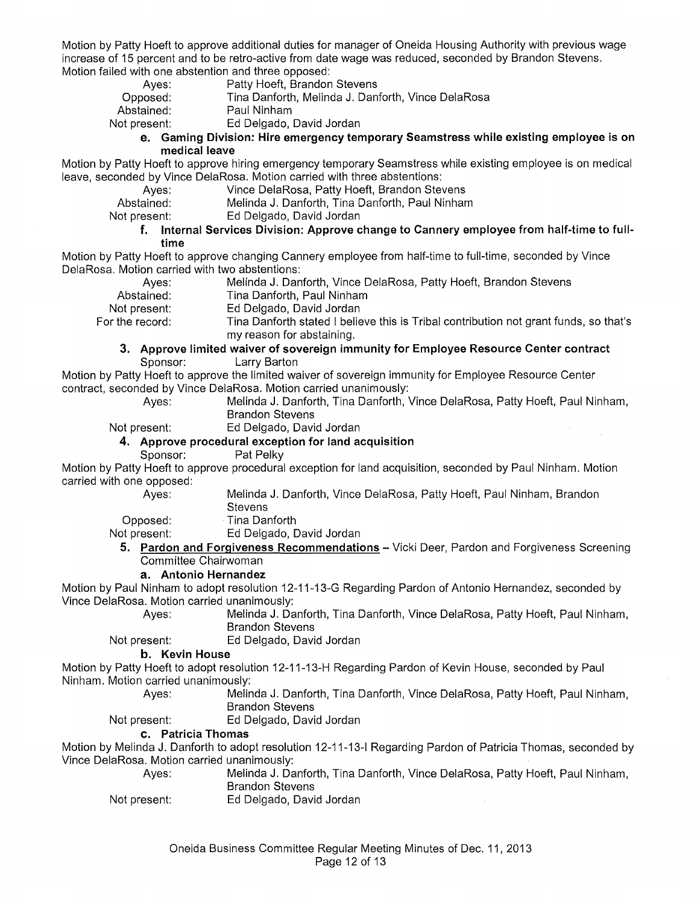Motion by Patty Hoeft to approve additional duties for manager of Oneida Housing Authority with previous wage increase of 15 percent and to be retro-active from date wage was reduced, seconded by Brandon Stevens. Motion failed with one abstention and three opposed:

| | |
|---|---|
| Ayes: | Patty Hoeft, Brandon Stevens |
| Opposed: | Tina Danforth, Melinda J. Danforth, Vince DelaRosa |
| Abstained: | Paul Ninham |
| Not present: | Ed Delgado, David Jordan |

**e. Gaming Division: Hire emergency temporary Seamstress while existing employee is on medical leave**

Motion by Patty Hoeft to approve hiring emergency temporary Seamstress while existing employee is on medical leave, seconded by Vince DelaRosa. Motion carried with three abstentions:

| | |
|---|---|
| Ayes: | Vince DelaRosa, Patty Hoeft, Brandon Stevens |
| Abstained: | Melinda J. Danforth, Tina Danforth, Paul Ninham |
| Not present: | Ed Delgado, David Jordan |

**f. Internal Services Division: Approve change to Cannery employee from half-time to full-time**

Motion by Patty Hoeft to approve changing Cannery employee from half-time to full-time, seconded by Vince DelaRosa. Motion carried with two abstentions:

| | |
|---|---|
| Ayes: | Melinda J. Danforth, Vince DelaRosa, Patty Hoeft, Brandon Stevens |
| Abstained: | Tina Danforth, Paul Ninham |
| Not present: | Ed Delgado, David Jordan |
| For the record: | Tina Danforth stated I believe this is Tribal contribution not grant funds, so that's my reason for abstaining. |

**3. Approve limited waiver of sovereign immunity for Employee Resource Center contract**

Sponsor: Larry Barton

Motion by Patty Hoeft to approve the limited waiver of sovereign immunity for Employee Resource Center contract, seconded by Vince DelaRosa. Motion carried unanimously:

| | |
|---|---|
| Ayes: | Melinda J. Danforth, Tina Danforth, Vince DelaRosa, Patty Hoeft, Paul Ninham, Brandon Stevens |
| Not present: | Ed Delgado, David Jordan |

**4. Approve procedural exception for land acquisition**

Sponsor: Pat Pelky

Motion by Patty Hoeft to approve procedural exception for land acquisition, seconded by Paul Ninham. Motion carried with one opposed:

| | |
|---|---|
| Ayes: | Melinda J. Danforth, Vince DelaRosa, Patty Hoeft, Paul Ninham, Brandon Stevens |
| Opposed: | Tina Danforth |
| Not present: | Ed Delgado, David Jordan |

**5. Pardon and Forgiveness Recommendations** – Vicki Deer, Pardon and Forgiveness Screening Committee Chairwoman

**a. Antonio Hernandez**

Motion by Paul Ninham to adopt resolution 12-11-13-G Regarding Pardon of Antonio Hernandez, seconded by Vince DelaRosa. Motion carried unanimously:

| | |
|---|---|
| Ayes: | Melinda J. Danforth, Tina Danforth, Vince DelaRosa, Patty Hoeft, Paul Ninham, Brandon Stevens |
| Not present: | Ed Delgado, David Jordan |

**b. Kevin House**

Motion by Patty Hoeft to adopt resolution 12-11-13-H Regarding Pardon of Kevin House, seconded by Paul Ninham. Motion carried unanimously:

| | |
|---|---|
| Ayes: | Melinda J. Danforth, Tina Danforth, Vince DelaRosa, Patty Hoeft, Paul Ninham, Brandon Stevens |
| Not present: | Ed Delgado, David Jordan |

**c. Patricia Thomas**

Motion by Melinda J. Danforth to adopt resolution 12-11-13-I Regarding Pardon of Patricia Thomas, seconded by Vince DelaRosa. Motion carried unanimously:

| | |
|---|---|
| Ayes: | Melinda J. Danforth, Tina Danforth, Vince DelaRosa, Patty Hoeft, Paul Ninham, Brandon Stevens |
| Not present: | Ed Delgado, David Jordan |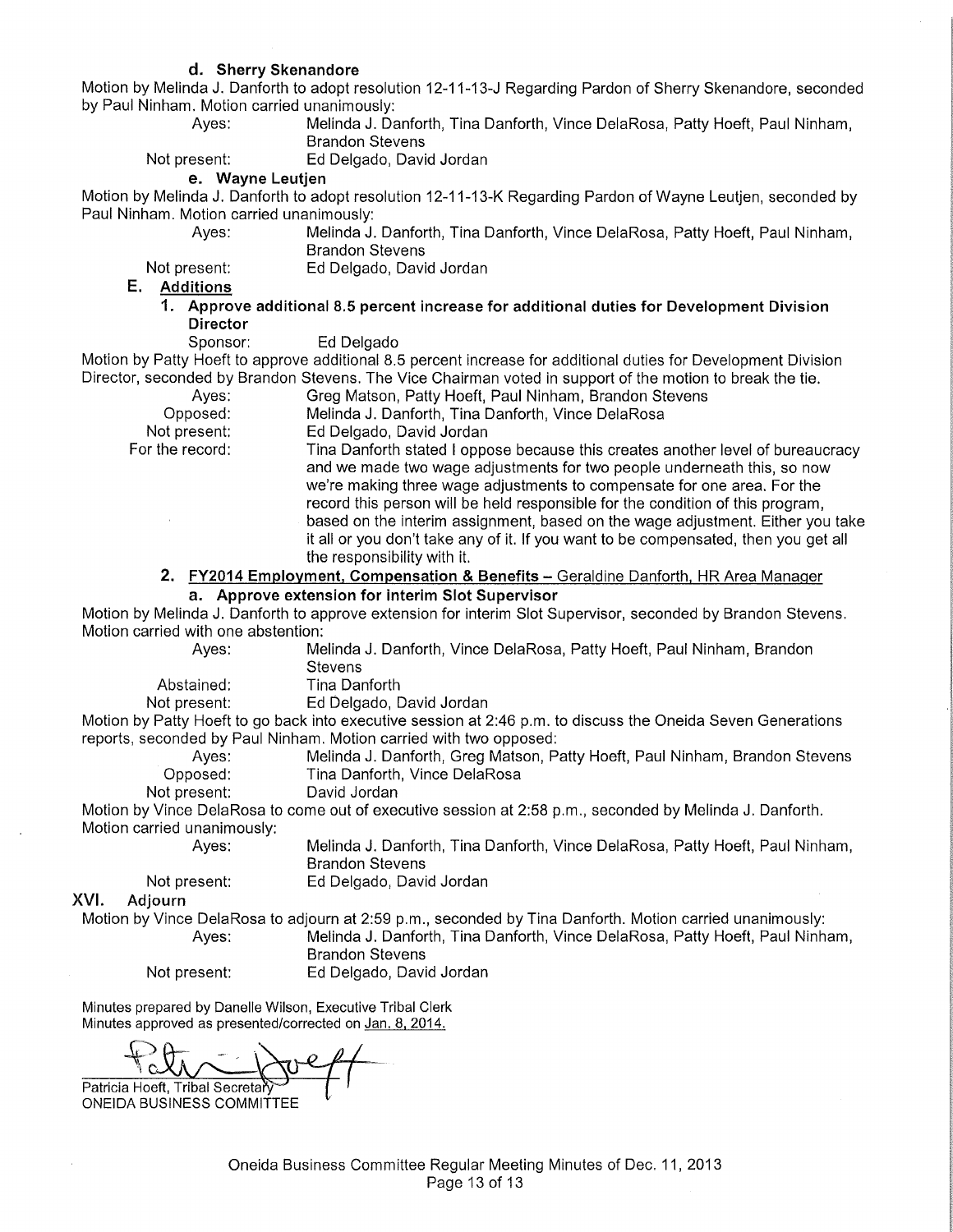**d. Sherry Skenandore**

Motion by Melinda J. Danforth to adopt resolution 12-11-13-J Regarding Pardon of Sherry Skenandore, seconded by Paul Ninham. Motion carried unanimously:

Ayes: Melinda J. Danforth, Tina Danforth, Vince DelaRosa, Patty Hoeft, Paul Ninham, Brandon Stevens
Not present: Ed Delgado, David Jordan

**e. Wayne Leutjen**

Motion by Melinda J. Danforth to adopt resolution 12-11-13-K Regarding Pardon of Wayne Leutjen, seconded by Paul Ninham. Motion carried unanimously:

Ayes: Melinda J. Danforth, Tina Danforth, Vince DelaRosa, Patty Hoeft, Paul Ninham, Brandon Stevens
Not present: Ed Delgado, David Jordan

**E. <u>Additions</u>**

**1. Approve additional 8.5 percent increase for additional duties for Development Division Director**

Sponsor: Ed Delgado

Motion by Patty Hoeft to approve additional 8.5 percent increase for additional duties for Development Division Director, seconded by Brandon Stevens. The Vice Chairman voted in support of the motion to break the tie.

Ayes: Greg Matson, Patty Hoeft, Paul Ninham, Brandon Stevens
Opposed: Melinda J. Danforth, Tina Danforth, Vince DelaRosa
Not present: Ed Delgado, David Jordan
For the record: Tina Danforth stated I oppose because this creates another level of bureaucracy and we made two wage adjustments for two people underneath this, so now we're making three wage adjustments to compensate for one area. For the record this person will be held responsible for the condition of this program, based on the interim assignment, based on the wage adjustment. Either you take it all or you don't take any of it. If you want to be compensated, then you get all the responsibility with it.

**2. <u>FY2014 Employment, Compensation & Benefits</u> – <u>Geraldine Danforth, HR Area Manager</u>**

**a. Approve extension for interim Slot Supervisor**

Motion by Melinda J. Danforth to approve extension for interim Slot Supervisor, seconded by Brandon Stevens. Motion carried with one abstention:

Ayes: Melinda J. Danforth, Vince DelaRosa, Patty Hoeft, Paul Ninham, Brandon Stevens
Abstained: Tina Danforth
Not present: Ed Delgado, David Jordan

Motion by Patty Hoeft to go back into executive session at 2:46 p.m. to discuss the Oneida Seven Generations reports, seconded by Paul Ninham. Motion carried with two opposed:

Ayes: Melinda J. Danforth, Greg Matson, Patty Hoeft, Paul Ninham, Brandon Stevens
Opposed: Tina Danforth, Vince DelaRosa
Not present: David Jordan

Motion by Vince DelaRosa to come out of executive session at 2:58 p.m., seconded by Melinda J. Danforth. Motion carried unanimously:

Ayes: Melinda J. Danforth, Tina Danforth, Vince DelaRosa, Patty Hoeft, Paul Ninham, Brandon Stevens
Not present: Ed Delgado, David Jordan

## XVI. Adjourn

Motion by Vince DelaRosa to adjourn at 2:59 p.m., seconded by Tina Danforth. Motion carried unanimously:

Ayes: Melinda J. Danforth, Tina Danforth, Vince DelaRosa, Patty Hoeft, Paul Ninham, Brandon Stevens
Not present: Ed Delgado, David Jordan

Minutes prepared by Danelle Wilson, Executive Tribal Clerk
Minutes approved as presented/corrected on <u>Jan. 8, 2014.</u>

Patricia Hoeft, Tribal Secretary
ONEIDA BUSINESS COMMITTEE